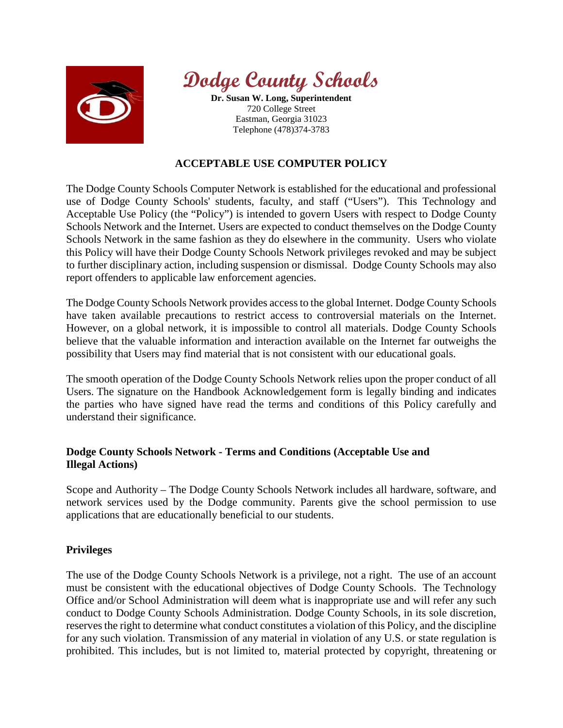# Dodge County Schools

**Dr. Susan W. Long, Superintendent**
720 College Street
Eastman, Georgia 31023
Telephone (478)374-3783

## ACCEPTABLE USE COMPUTER POLICY

The Dodge County Schools Computer Network is established for the educational and professional use of Dodge County Schools' students, faculty, and staff ("Users"). This Technology and Acceptable Use Policy (the "Policy") is intended to govern Users with respect to Dodge County Schools Network and the Internet. Users are expected to conduct themselves on the Dodge County Schools Network in the same fashion as they do elsewhere in the community. Users who violate this Policy will have their Dodge County Schools Network privileges revoked and may be subject to further disciplinary action, including suspension or dismissal. Dodge County Schools may also report offenders to applicable law enforcement agencies.

The Dodge County Schools Network provides access to the global Internet. Dodge County Schools have taken available precautions to restrict access to controversial materials on the Internet. However, on a global network, it is impossible to control all materials. Dodge County Schools believe that the valuable information and interaction available on the Internet far outweighs the possibility that Users may find material that is not consistent with our educational goals.

The smooth operation of the Dodge County Schools Network relies upon the proper conduct of all Users. The signature on the Handbook Acknowledgement form is legally binding and indicates the parties who have signed have read the terms and conditions of this Policy carefully and understand their significance.

### Dodge County Schools Network - Terms and Conditions (Acceptable Use and Illegal Actions)

Scope and Authority – The Dodge County Schools Network includes all hardware, software, and network services used by the Dodge community. Parents give the school permission to use applications that are educationally beneficial to our students.

### Privileges

The use of the Dodge County Schools Network is a privilege, not a right. The use of an account must be consistent with the educational objectives of Dodge County Schools. The Technology Office and/or School Administration will deem what is inappropriate use and will refer any such conduct to Dodge County Schools Administration. Dodge County Schools, in its sole discretion, reserves the right to determine what conduct constitutes a violation of this Policy, and the discipline for any such violation. Transmission of any material in violation of any U.S. or state regulation is prohibited. This includes, but is not limited to, material protected by copyright, threatening or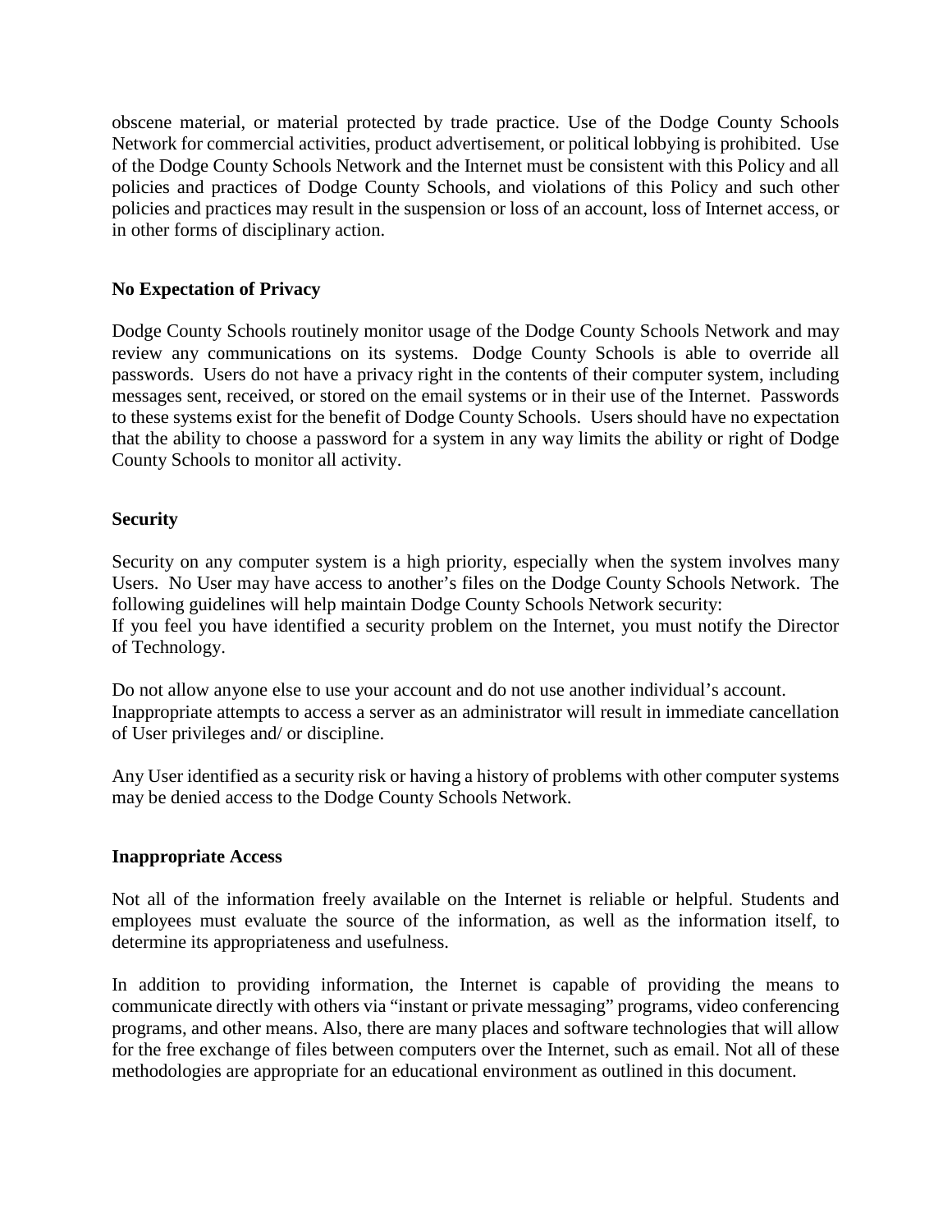obscene material, or material protected by trade practice. Use of the Dodge County Schools Network for commercial activities, product advertisement, or political lobbying is prohibited. Use of the Dodge County Schools Network and the Internet must be consistent with this Policy and all policies and practices of Dodge County Schools, and violations of this Policy and such other policies and practices may result in the suspension or loss of an account, loss of Internet access, or in other forms of disciplinary action.

**No Expectation of Privacy**

Dodge County Schools routinely monitor usage of the Dodge County Schools Network and may review any communications on its systems. Dodge County Schools is able to override all passwords. Users do not have a privacy right in the contents of their computer system, including messages sent, received, or stored on the email systems or in their use of the Internet. Passwords to these systems exist for the benefit of Dodge County Schools. Users should have no expectation that the ability to choose a password for a system in any way limits the ability or right of Dodge County Schools to monitor all activity.

**Security**

Security on any computer system is a high priority, especially when the system involves many Users. No User may have access to another's files on the Dodge County Schools Network. The following guidelines will help maintain Dodge County Schools Network security:
If you feel you have identified a security problem on the Internet, you must notify the Director of Technology.

Do not allow anyone else to use your account and do not use another individual's account.
Inappropriate attempts to access a server as an administrator will result in immediate cancellation of User privileges and/ or discipline.

Any User identified as a security risk or having a history of problems with other computer systems may be denied access to the Dodge County Schools Network.

**Inappropriate Access**

Not all of the information freely available on the Internet is reliable or helpful. Students and employees must evaluate the source of the information, as well as the information itself, to determine its appropriateness and usefulness.

In addition to providing information, the Internet is capable of providing the means to communicate directly with others via "instant or private messaging" programs, video conferencing programs, and other means. Also, there are many places and software technologies that will allow for the free exchange of files between computers over the Internet, such as email. Not all of these methodologies are appropriate for an educational environment as outlined in this document.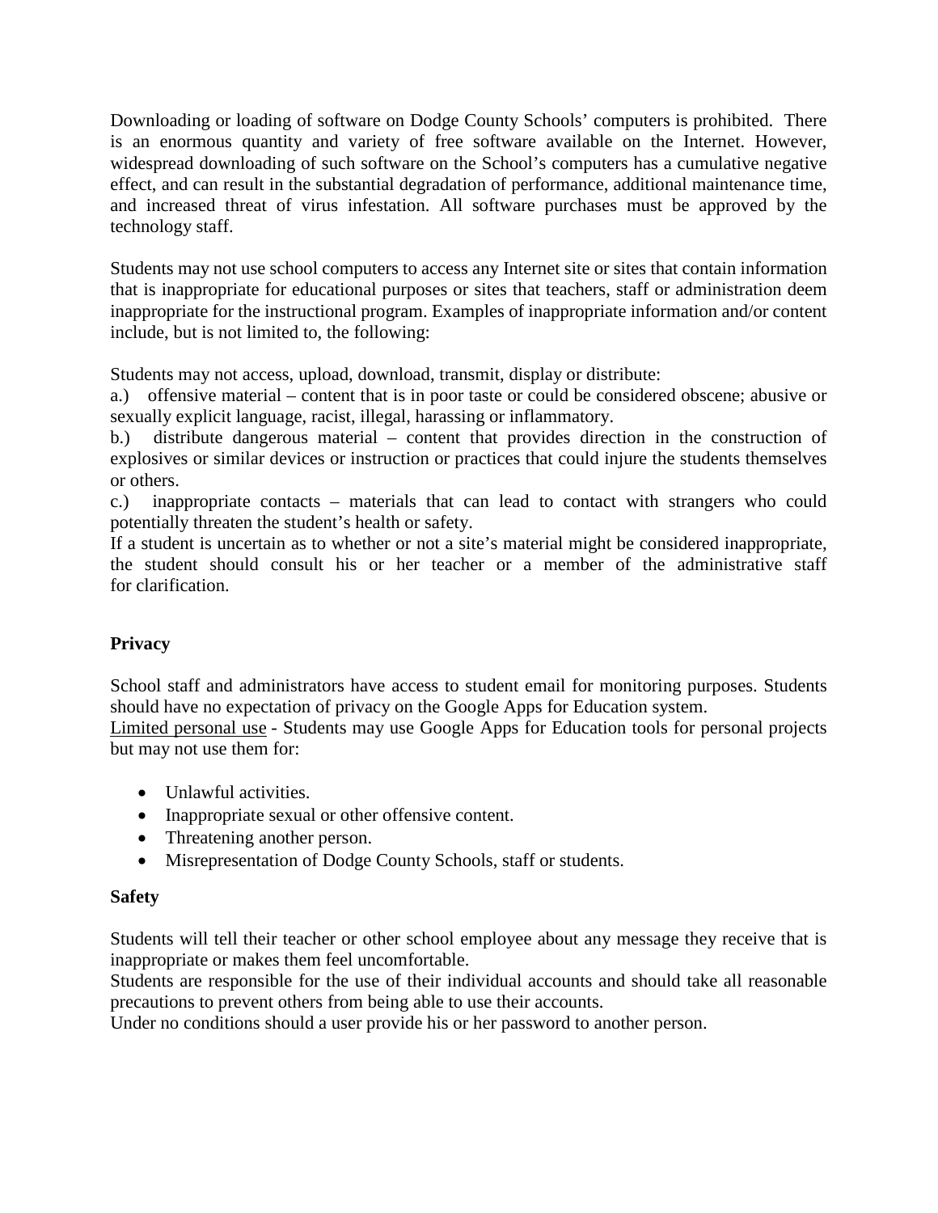Downloading or loading of software on Dodge County Schools' computers is prohibited. There is an enormous quantity and variety of free software available on the Internet. However, widespread downloading of such software on the School's computers has a cumulative negative effect, and can result in the substantial degradation of performance, additional maintenance time, and increased threat of virus infestation. All software purchases must be approved by the technology staff.

Students may not use school computers to access any Internet site or sites that contain information that is inappropriate for educational purposes or sites that teachers, staff or administration deem inappropriate for the instructional program. Examples of inappropriate information and/or content include, but is not limited to, the following:

Students may not access, upload, download, transmit, display or distribute:
a.) offensive material – content that is in poor taste or could be considered obscene; abusive or sexually explicit language, racist, illegal, harassing or inflammatory.
b.) distribute dangerous material – content that provides direction in the construction of explosives or similar devices or instruction or practices that could injure the students themselves or others.
c.) inappropriate contacts – materials that can lead to contact with strangers who could potentially threaten the student's health or safety.
If a student is uncertain as to whether or not a site's material might be considered inappropriate, the student should consult his or her teacher or a member of the administrative staff for clarification.

**Privacy**

School staff and administrators have access to student email for monitoring purposes. Students should have no expectation of privacy on the Google Apps for Education system.
Limited personal use - Students may use Google Apps for Education tools for personal projects but may not use them for:

- Unlawful activities.
- Inappropriate sexual or other offensive content.
- Threatening another person.
- Misrepresentation of Dodge County Schools, staff or students.

**Safety**

Students will tell their teacher or other school employee about any message they receive that is inappropriate or makes them feel uncomfortable.
Students are responsible for the use of their individual accounts and should take all reasonable precautions to prevent others from being able to use their accounts.
Under no conditions should a user provide his or her password to another person.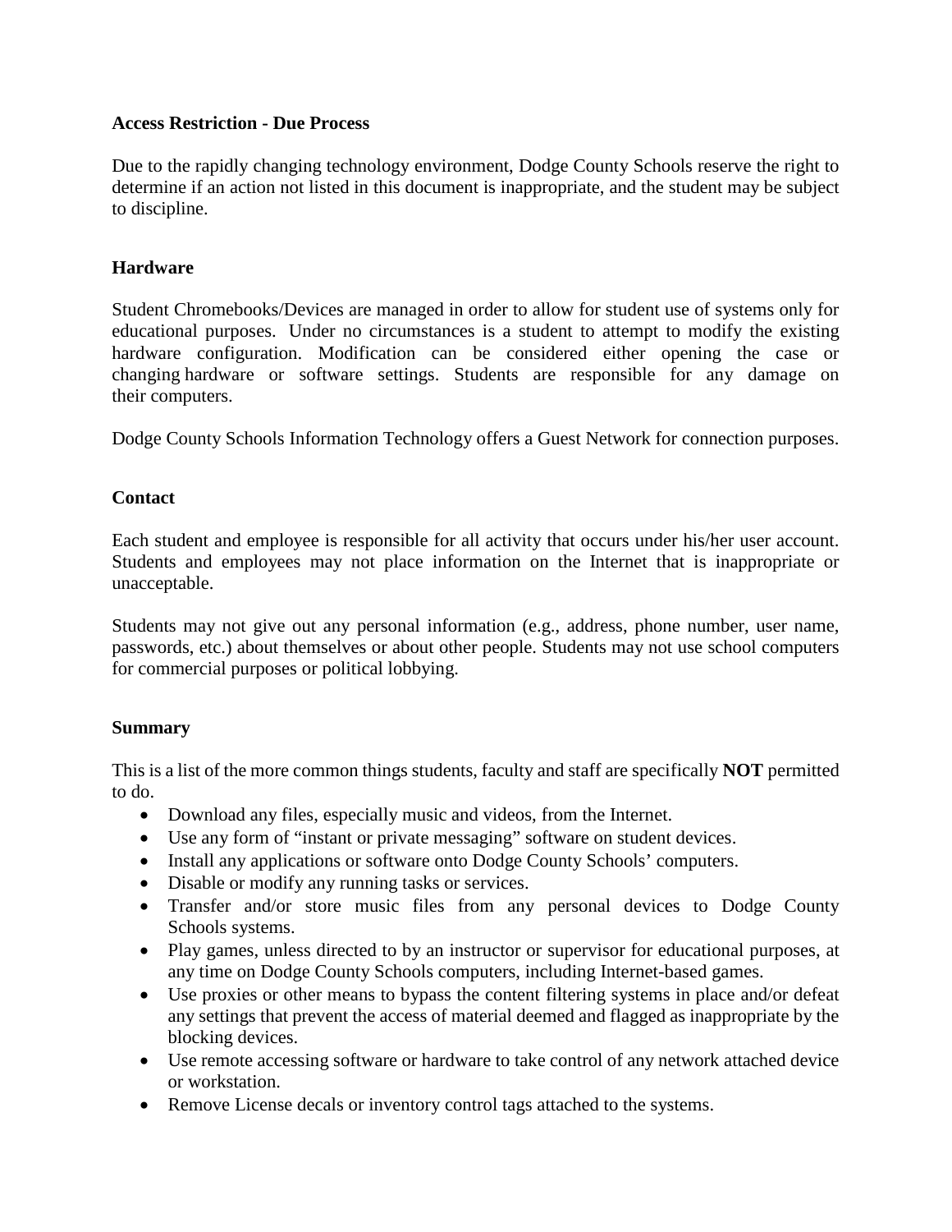**Access Restriction - Due Process**

Due to the rapidly changing technology environment, Dodge County Schools reserve the right to determine if an action not listed in this document is inappropriate, and the student may be subject to discipline.

**Hardware**

Student Chromebooks/Devices are managed in order to allow for student use of systems only for educational purposes. Under no circumstances is a student to attempt to modify the existing hardware configuration. Modification can be considered either opening the case or changing hardware or software settings. Students are responsible for any damage on their computers.

Dodge County Schools Information Technology offers a Guest Network for connection purposes.

**Contact**

Each student and employee is responsible for all activity that occurs under his/her user account. Students and employees may not place information on the Internet that is inappropriate or unacceptable.

Students may not give out any personal information (e.g., address, phone number, user name, passwords, etc.) about themselves or about other people. Students may not use school computers for commercial purposes or political lobbying.

**Summary**

This is a list of the more common things students, faculty and staff are specifically **NOT** permitted to do.

- Download any files, especially music and videos, from the Internet.
- Use any form of "instant or private messaging" software on student devices.
- Install any applications or software onto Dodge County Schools' computers.
- Disable or modify any running tasks or services.
- Transfer and/or store music files from any personal devices to Dodge County Schools systems.
- Play games, unless directed to by an instructor or supervisor for educational purposes, at any time on Dodge County Schools computers, including Internet-based games.
- Use proxies or other means to bypass the content filtering systems in place and/or defeat any settings that prevent the access of material deemed and flagged as inappropriate by the blocking devices.
- Use remote accessing software or hardware to take control of any network attached device or workstation.
- Remove License decals or inventory control tags attached to the systems.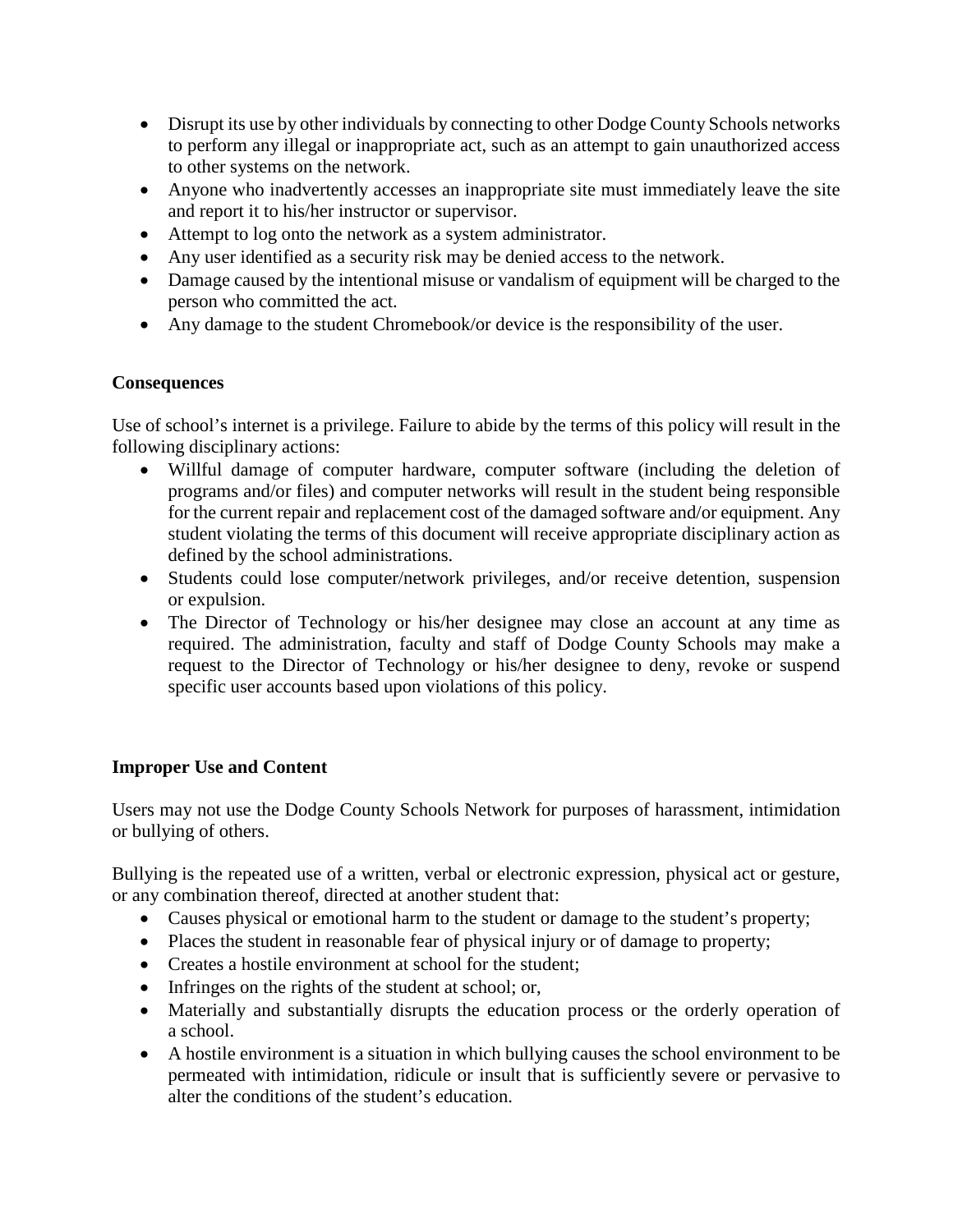- Disrupt its use by other individuals by connecting to other Dodge County Schools networks to perform any illegal or inappropriate act, such as an attempt to gain unauthorized access to other systems on the network.
- Anyone who inadvertently accesses an inappropriate site must immediately leave the site and report it to his/her instructor or supervisor.
- Attempt to log onto the network as a system administrator.
- Any user identified as a security risk may be denied access to the network.
- Damage caused by the intentional misuse or vandalism of equipment will be charged to the person who committed the act.
- Any damage to the student Chromebook/or device is the responsibility of the user.

**Consequences**

Use of school's internet is a privilege. Failure to abide by the terms of this policy will result in the following disciplinary actions:

- Willful damage of computer hardware, computer software (including the deletion of programs and/or files) and computer networks will result in the student being responsible for the current repair and replacement cost of the damaged software and/or equipment. Any student violating the terms of this document will receive appropriate disciplinary action as defined by the school administrations.
- Students could lose computer/network privileges, and/or receive detention, suspension or expulsion.
- The Director of Technology or his/her designee may close an account at any time as required. The administration, faculty and staff of Dodge County Schools may make a request to the Director of Technology or his/her designee to deny, revoke or suspend specific user accounts based upon violations of this policy.

**Improper Use and Content**

Users may not use the Dodge County Schools Network for purposes of harassment, intimidation or bullying of others.

Bullying is the repeated use of a written, verbal or electronic expression, physical act or gesture, or any combination thereof, directed at another student that:

- Causes physical or emotional harm to the student or damage to the student's property;
- Places the student in reasonable fear of physical injury or of damage to property;
- Creates a hostile environment at school for the student;
- Infringes on the rights of the student at school; or,
- Materially and substantially disrupts the education process or the orderly operation of a school.
- A hostile environment is a situation in which bullying causes the school environment to be permeated with intimidation, ridicule or insult that is sufficiently severe or pervasive to alter the conditions of the student's education.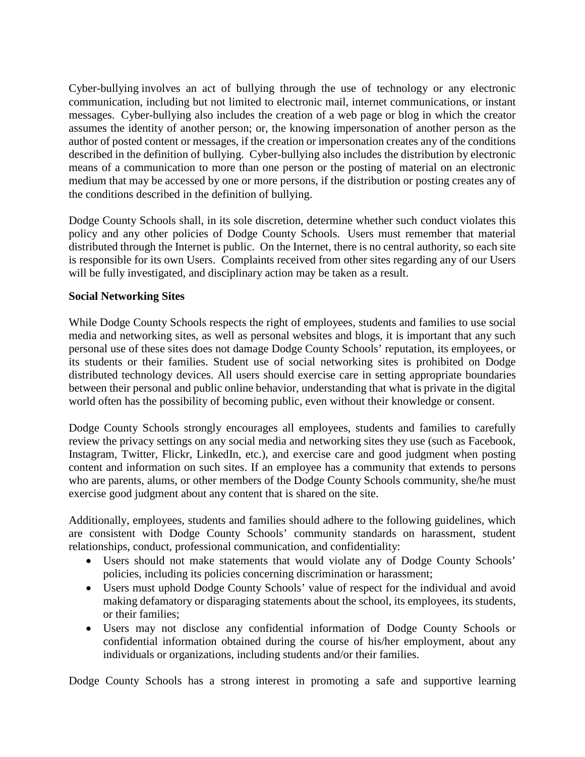Cyber-bullying involves an act of bullying through the use of technology or any electronic communication, including but not limited to electronic mail, internet communications, or instant messages. Cyber-bullying also includes the creation of a web page or blog in which the creator assumes the identity of another person; or, the knowing impersonation of another person as the author of posted content or messages, if the creation or impersonation creates any of the conditions described in the definition of bullying. Cyber-bullying also includes the distribution by electronic means of a communication to more than one person or the posting of material on an electronic medium that may be accessed by one or more persons, if the distribution or posting creates any of the conditions described in the definition of bullying.

Dodge County Schools shall, in its sole discretion, determine whether such conduct violates this policy and any other policies of Dodge County Schools. Users must remember that material distributed through the Internet is public. On the Internet, there is no central authority, so each site is responsible for its own Users. Complaints received from other sites regarding any of our Users will be fully investigated, and disciplinary action may be taken as a result.

**Social Networking Sites**

While Dodge County Schools respects the right of employees, students and families to use social media and networking sites, as well as personal websites and blogs, it is important that any such personal use of these sites does not damage Dodge County Schools' reputation, its employees, or its students or their families. Student use of social networking sites is prohibited on Dodge distributed technology devices. All users should exercise care in setting appropriate boundaries between their personal and public online behavior, understanding that what is private in the digital world often has the possibility of becoming public, even without their knowledge or consent.

Dodge County Schools strongly encourages all employees, students and families to carefully review the privacy settings on any social media and networking sites they use (such as Facebook, Instagram, Twitter, Flickr, LinkedIn, etc.), and exercise care and good judgment when posting content and information on such sites. If an employee has a community that extends to persons who are parents, alums, or other members of the Dodge County Schools community, she/he must exercise good judgment about any content that is shared on the site.

Additionally, employees, students and families should adhere to the following guidelines, which are consistent with Dodge County Schools' community standards on harassment, student relationships, conduct, professional communication, and confidentiality:

- Users should not make statements that would violate any of Dodge County Schools' policies, including its policies concerning discrimination or harassment;
- Users must uphold Dodge County Schools' value of respect for the individual and avoid making defamatory or disparaging statements about the school, its employees, its students, or their families;
- Users may not disclose any confidential information of Dodge County Schools or confidential information obtained during the course of his/her employment, about any individuals or organizations, including students and/or their families.

Dodge County Schools has a strong interest in promoting a safe and supportive learning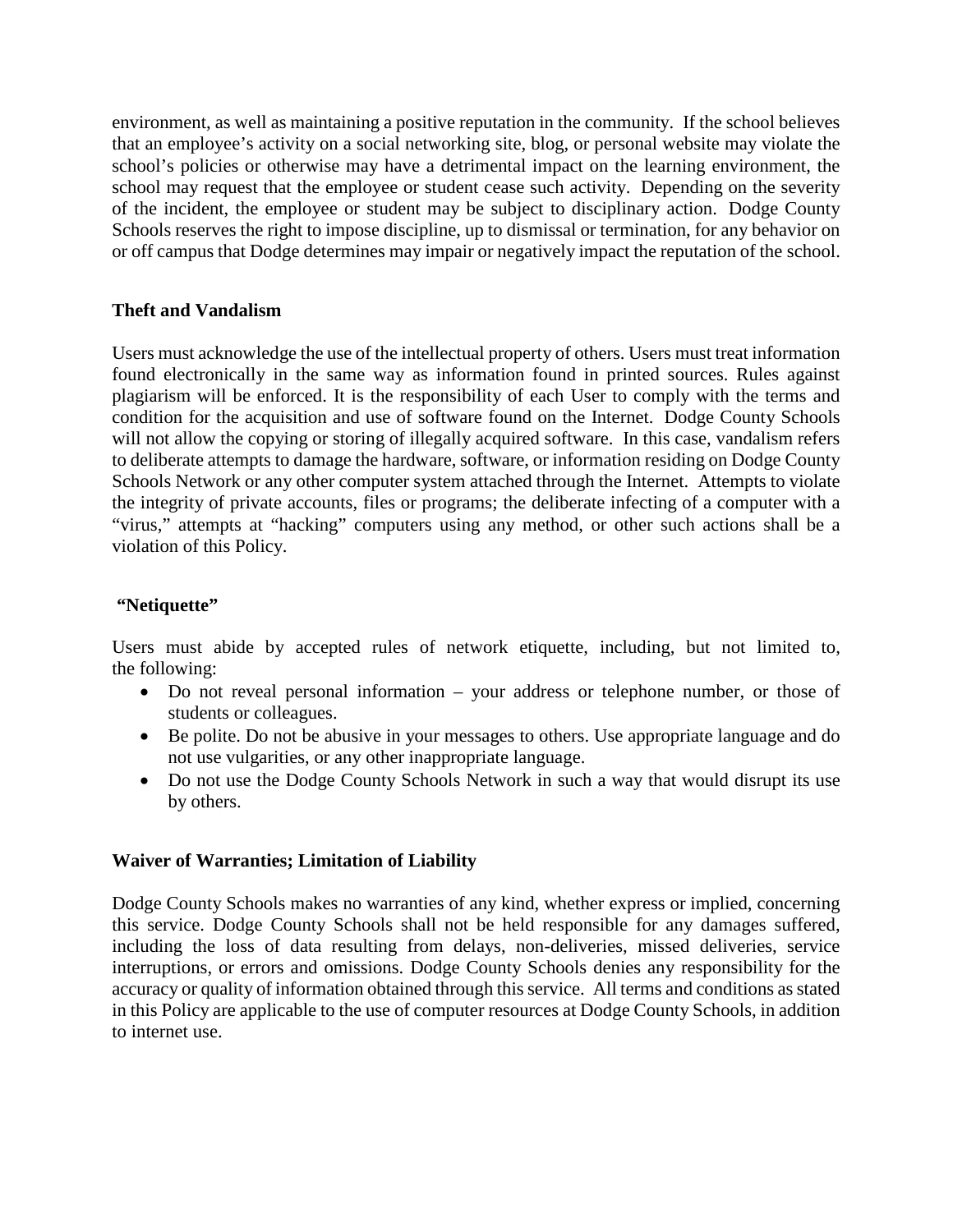environment, as well as maintaining a positive reputation in the community. If the school believes that an employee's activity on a social networking site, blog, or personal website may violate the school's policies or otherwise may have a detrimental impact on the learning environment, the school may request that the employee or student cease such activity. Depending on the severity of the incident, the employee or student may be subject to disciplinary action. Dodge County Schools reserves the right to impose discipline, up to dismissal or termination, for any behavior on or off campus that Dodge determines may impair or negatively impact the reputation of the school.

**Theft and Vandalism**

Users must acknowledge the use of the intellectual property of others. Users must treat information found electronically in the same way as information found in printed sources. Rules against plagiarism will be enforced. It is the responsibility of each User to comply with the terms and condition for the acquisition and use of software found on the Internet. Dodge County Schools will not allow the copying or storing of illegally acquired software. In this case, vandalism refers to deliberate attempts to damage the hardware, software, or information residing on Dodge County Schools Network or any other computer system attached through the Internet. Attempts to violate the integrity of private accounts, files or programs; the deliberate infecting of a computer with a "virus," attempts at "hacking" computers using any method, or other such actions shall be a violation of this Policy.

**"Netiquette"**

Users must abide by accepted rules of network etiquette, including, but not limited to, the following:

- Do not reveal personal information – your address or telephone number, or those of students or colleagues.
- Be polite. Do not be abusive in your messages to others. Use appropriate language and do not use vulgarities, or any other inappropriate language.
- Do not use the Dodge County Schools Network in such a way that would disrupt its use by others.

**Waiver of Warranties; Limitation of Liability**

Dodge County Schools makes no warranties of any kind, whether express or implied, concerning this service. Dodge County Schools shall not be held responsible for any damages suffered, including the loss of data resulting from delays, non-deliveries, missed deliveries, service interruptions, or errors and omissions. Dodge County Schools denies any responsibility for the accuracy or quality of information obtained through this service. All terms and conditions as stated in this Policy are applicable to the use of computer resources at Dodge County Schools, in addition to internet use.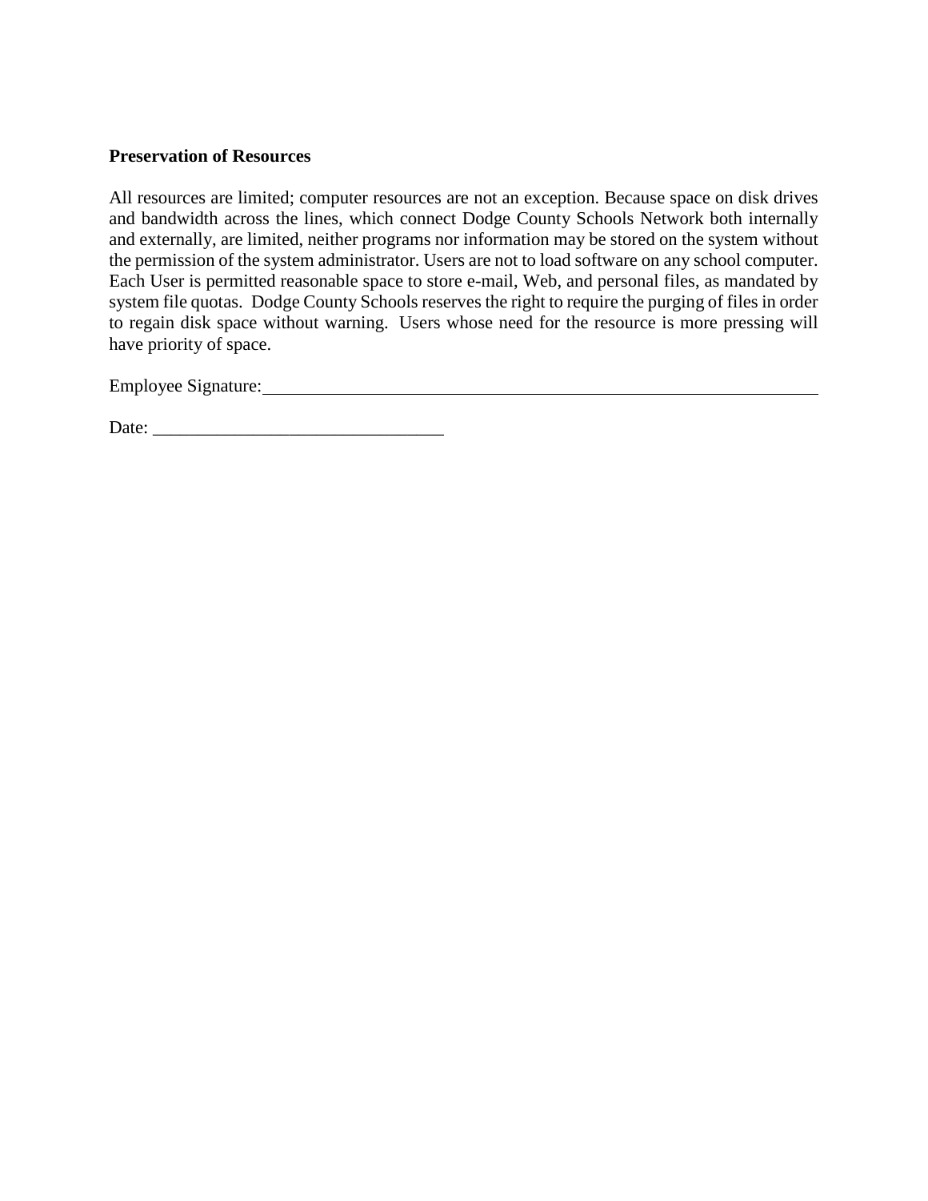**Preservation of Resources**

All resources are limited; computer resources are not an exception. Because space on disk drives and bandwidth across the lines, which connect Dodge County Schools Network both internally and externally, are limited, neither programs nor information may be stored on the system without the permission of the system administrator. Users are not to load software on any school computer. Each User is permitted reasonable space to store e-mail, Web, and personal files, as mandated by system file quotas. Dodge County Schools reserves the right to require the purging of files in order to regain disk space without warning. Users whose need for the resource is more pressing will have priority of space.

Employee Signature:_______________________________________________________________

Date: ________________________________